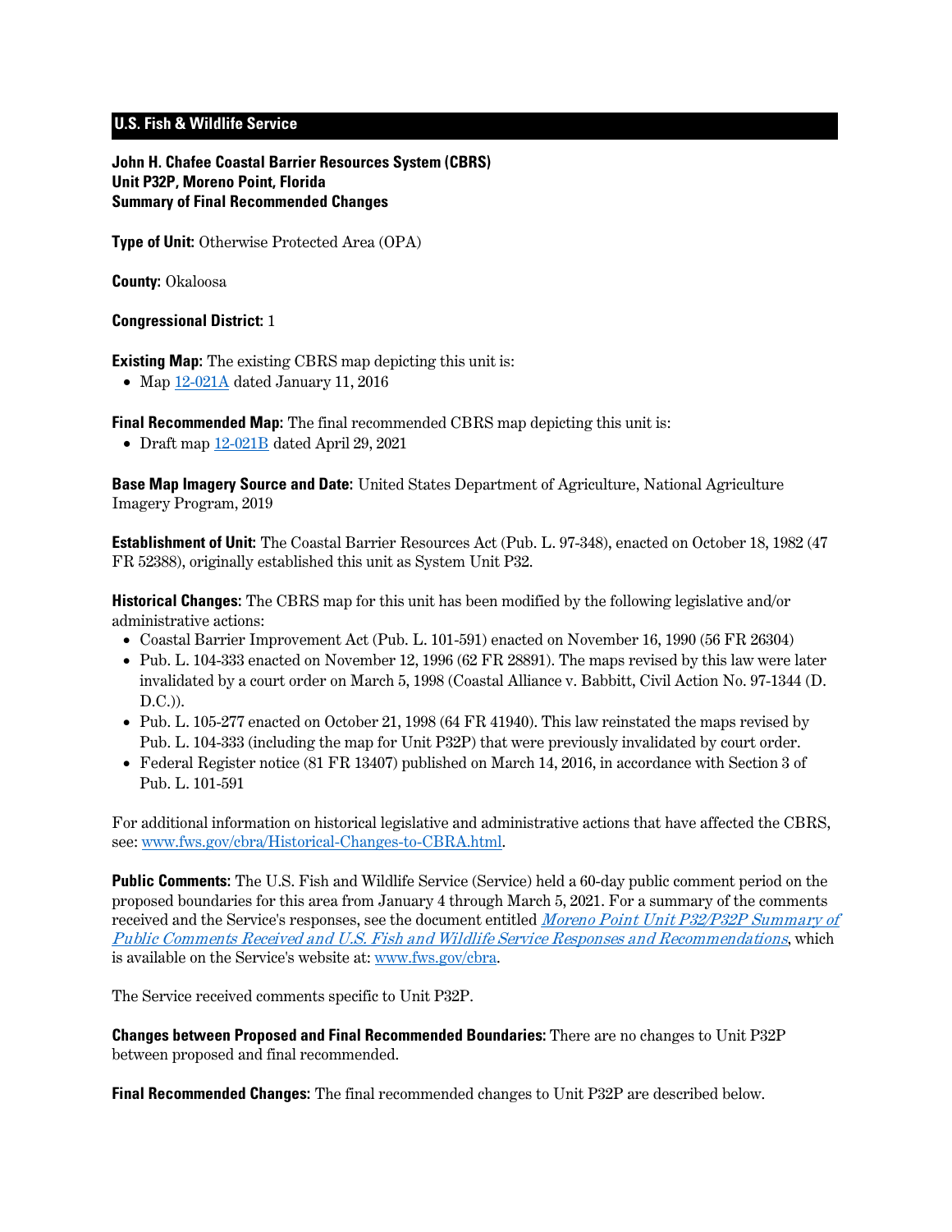**U.S. Fish & Wildlife Service**

**John H. Chafee Coastal Barrier Resources System (CBRS)**
**Unit P32P, Moreno Point, Florida**
**Summary of Final Recommended Changes**

**Type of Unit:** Otherwise Protected Area (OPA)

**County:** Okaloosa

**Congressional District:** 1

**Existing Map:** The existing CBRS map depicting this unit is:

- Map 12-021A dated January 11, 2016

**Final Recommended Map:** The final recommended CBRS map depicting this unit is:

- Draft map 12-021B dated April 29, 2021

**Base Map Imagery Source and Date:** United States Department of Agriculture, National Agriculture Imagery Program, 2019

**Establishment of Unit:** The Coastal Barrier Resources Act (Pub. L. 97-348), enacted on October 18, 1982 (47 FR 52388), originally established this unit as System Unit P32.

**Historical Changes:** The CBRS map for this unit has been modified by the following legislative and/or administrative actions:

- Coastal Barrier Improvement Act (Pub. L. 101-591) enacted on November 16, 1990 (56 FR 26304)
- Pub. L. 104-333 enacted on November 12, 1996 (62 FR 28891). The maps revised by this law were later invalidated by a court order on March 5, 1998 (Coastal Alliance v. Babbitt, Civil Action No. 97-1344 (D. D.C.)).
- Pub. L. 105-277 enacted on October 21, 1998 (64 FR 41940). This law reinstated the maps revised by Pub. L. 104-333 (including the map for Unit P32P) that were previously invalidated by court order.
- Federal Register notice (81 FR 13407) published on March 14, 2016, in accordance with Section 3 of Pub. L. 101-591

For additional information on historical legislative and administrative actions that have affected the CBRS, see: www.fws.gov/cbra/Historical-Changes-to-CBRA.html.

**Public Comments:** The U.S. Fish and Wildlife Service (Service) held a 60-day public comment period on the proposed boundaries for this area from January 4 through March 5, 2021. For a summary of the comments received and the Service's responses, see the document entitled *Moreno Point Unit P32/P32P Summary of Public Comments Received and U.S. Fish and Wildlife Service Responses and Recommendations*, which is available on the Service's website at: www.fws.gov/cbra.

The Service received comments specific to Unit P32P.

**Changes between Proposed and Final Recommended Boundaries:** There are no changes to Unit P32P between proposed and final recommended.

**Final Recommended Changes:** The final recommended changes to Unit P32P are described below.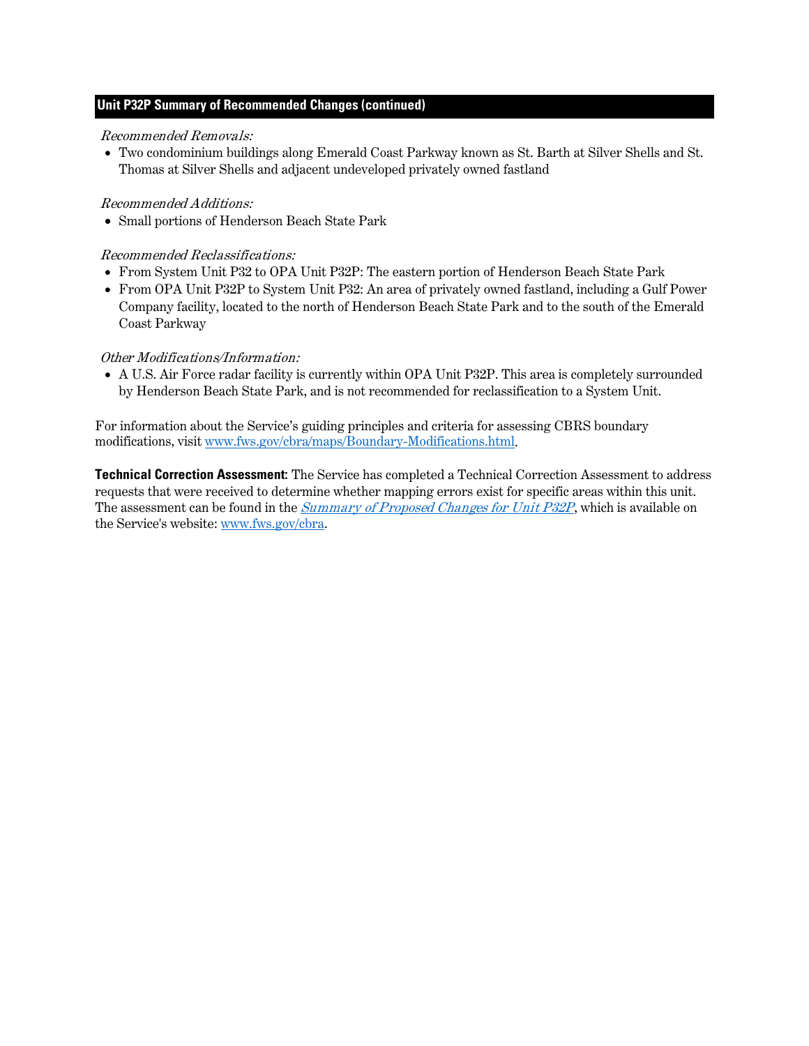## Unit P32P Summary of Recommended Changes (continued)

*Recommended Removals:*

- Two condominium buildings along Emerald Coast Parkway known as St. Barth at Silver Shells and St. Thomas at Silver Shells and adjacent undeveloped privately owned fastland

*Recommended Additions:*

- Small portions of Henderson Beach State Park

*Recommended Reclassifications:*

- From System Unit P32 to OPA Unit P32P: The eastern portion of Henderson Beach State Park
- From OPA Unit P32P to System Unit P32: An area of privately owned fastland, including a Gulf Power Company facility, located to the north of Henderson Beach State Park and to the south of the Emerald Coast Parkway

*Other Modifications/Information:*

- A U.S. Air Force radar facility is currently within OPA Unit P32P. This area is completely surrounded by Henderson Beach State Park, and is not recommended for reclassification to a System Unit.

For information about the Service's guiding principles and criteria for assessing CBRS boundary modifications, visit [www.fws.gov/cbra/maps/Boundary-Modifications.html](www.fws.gov/cbra/maps/Boundary-Modifications.html).

**Technical Correction Assessment:** The Service has completed a Technical Correction Assessment to address requests that were received to determine whether mapping errors exist for specific areas within this unit. The assessment can be found in the *Summary of Proposed Changes for Unit P32P*, which is available on the Service's website: [www.fws.gov/cbra](www.fws.gov/cbra).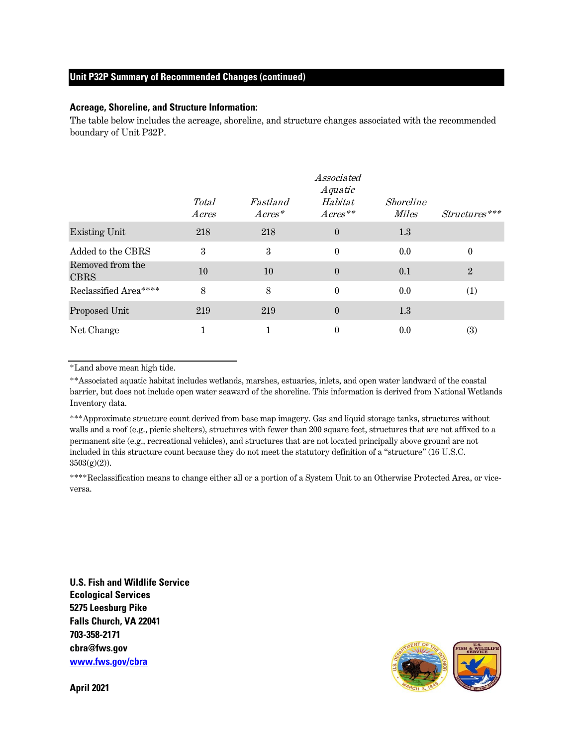## Unit P32P Summary of Recommended Changes (continued)

**Acreage, Shoreline, and Structure Information:**

The table below includes the acreage, shoreline, and structure changes associated with the recommended boundary of Unit P32P.

| | *Total Acres* | *Fastland Acres** | *Associated Aquatic Habitat Acres*** | *Shoreline Miles* | *Structures**** |
|---|---|---|---|---|---|
| Existing Unit | 218 | 218 | 0 | 1.3 | |
| Added to the CBRS | 3 | 3 | 0 | 0.0 | 0 |
| Removed from the CBRS | 10 | 10 | 0 | 0.1 | 2 |
| Reclassified Area**** | 8 | 8 | 0 | 0.0 | (1) |
| Proposed Unit | 219 | 219 | 0 | 1.3 | |
| Net Change | 1 | 1 | 0 | 0.0 | (3) |

*Land above mean high tide.

**Associated aquatic habitat includes wetlands, marshes, estuaries, inlets, and open water landward of the coastal barrier, but does not include open water seaward of the shoreline. This information is derived from National Wetlands Inventory data.

***Approximate structure count derived from base map imagery. Gas and liquid storage tanks, structures without walls and a roof (e.g., picnic shelters), structures with fewer than 200 square feet, structures that are not affixed to a permanent site (e.g., recreational vehicles), and structures that are not located principally above ground are not included in this structure count because they do not meet the statutory definition of a "structure" (16 U.S.C. 3503(g)(2)).

****Reclassification means to change either all or a portion of a System Unit to an Otherwise Protected Area, or vice-versa.

**U.S. Fish and Wildlife Service**
**Ecological Services**
**5275 Leesburg Pike**
**Falls Church, VA 22041**
**703-358-2171**
**cbra@fws.gov**
**[www.fws.gov/cbra](http://www.fws.gov/cbra)**

**April 2021**